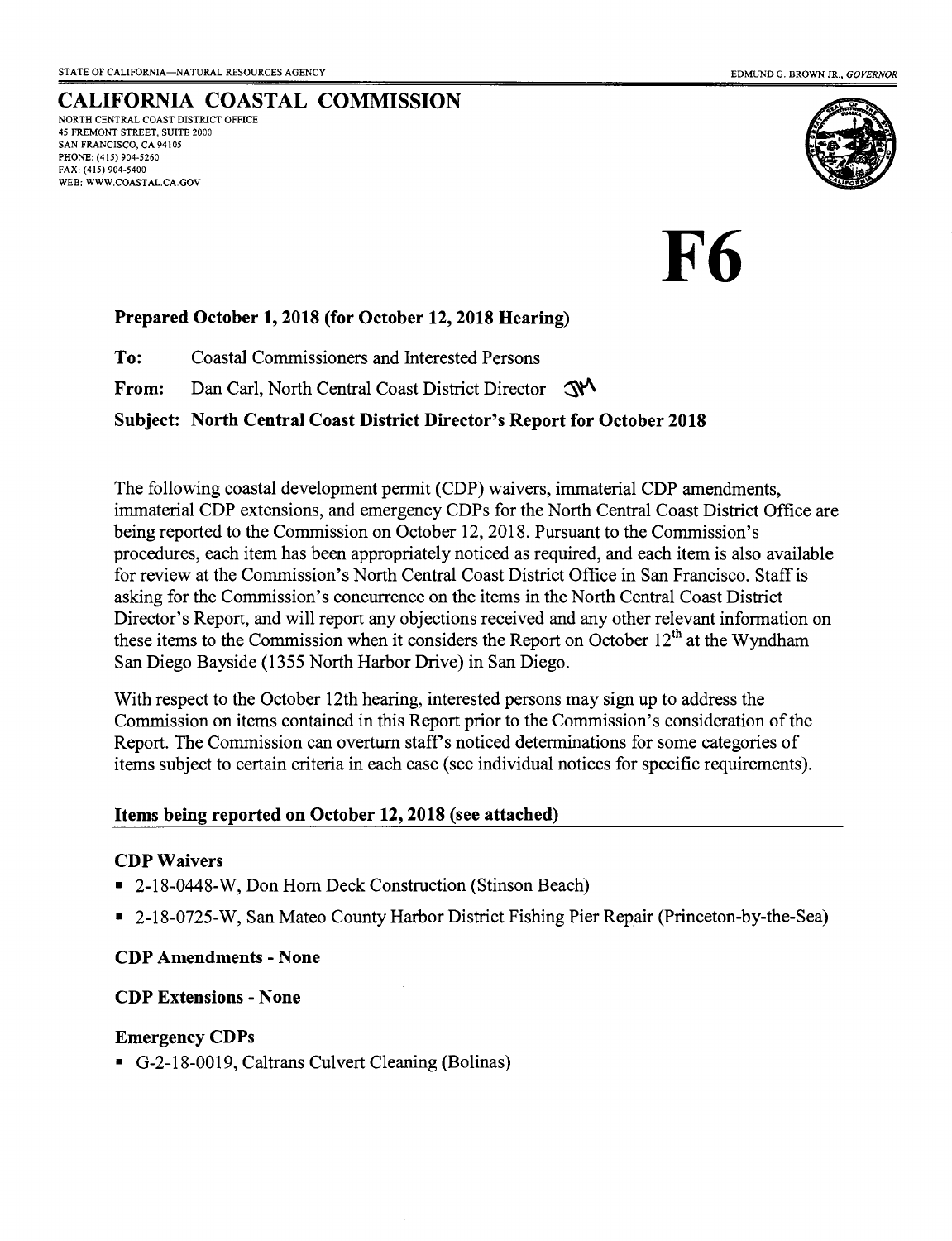STATE OF CALIFORNIA—NATURAL RESOURCES AGENCY

EDMUND G. BROWN JR., *GOVERNOR*

# CALIFORNIA COASTAL COMMISSION

NORTH CENTRAL COAST DISTRICT OFFICE
45 FREMONT STREET, SUITE 2000
SAN FRANCISCO, CA 94105
PHONE: (415) 904-5260
FAX: (415) 904-5400
WEB: WWW.COASTAL.CA.GOV

# F6

**Prepared October 1, 2018 (for October 12, 2018 Hearing)**

**To:** Coastal Commissioners and Interested Persons

**From:** Dan Carl, North Central Coast District Director

**Subject: North Central Coast District Director's Report for October 2018**

The following coastal development permit (CDP) waivers, immaterial CDP amendments, immaterial CDP extensions, and emergency CDPs for the North Central Coast District Office are being reported to the Commission on October 12, 2018. Pursuant to the Commission's procedures, each item has been appropriately noticed as required, and each item is also available for review at the Commission's North Central Coast District Office in San Francisco. Staff is asking for the Commission's concurrence on the items in the North Central Coast District Director's Report, and will report any objections received and any other relevant information on these items to the Commission when it considers the Report on October 12th at the Wyndham San Diego Bayside (1355 North Harbor Drive) in San Diego.

With respect to the October 12th hearing, interested persons may sign up to address the Commission on items contained in this Report prior to the Commission's consideration of the Report. The Commission can overturn staff's noticed determinations for some categories of items subject to certain criteria in each case (see individual notices for specific requirements).

## Items being reported on October 12, 2018 (see attached)

### CDP Waivers

- 2-18-0448-W, Don Horn Deck Construction (Stinson Beach)
- 2-18-0725-W, San Mateo County Harbor District Fishing Pier Repair (Princeton-by-the-Sea)

### CDP Amendments - None

### CDP Extensions - None

### Emergency CDPs

- G-2-18-0019, Caltrans Culvert Cleaning (Bolinas)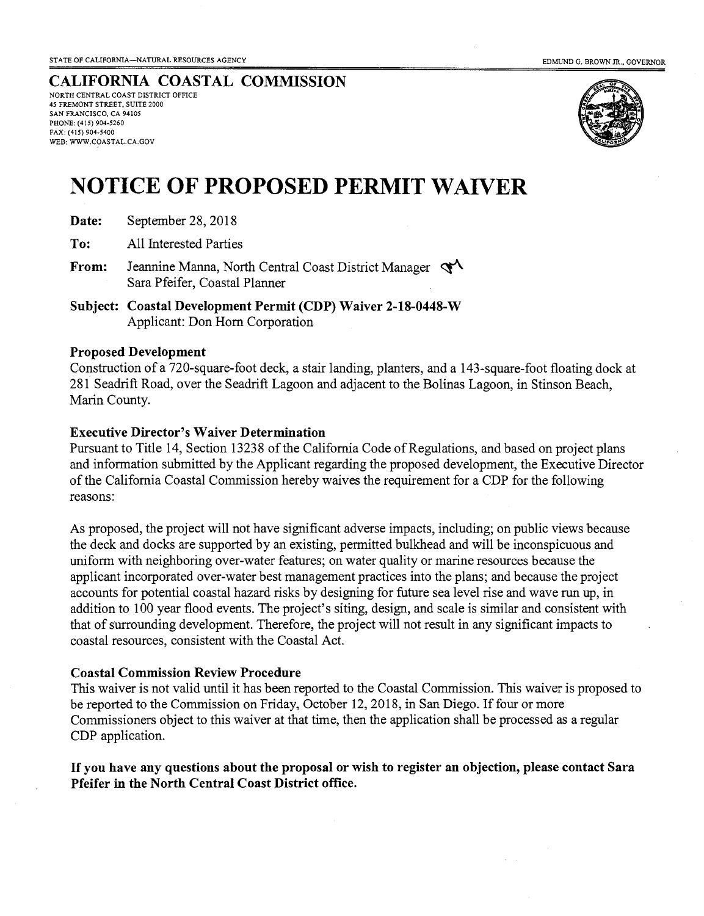STATE OF CALIFORNIA—NATURAL RESOURCES AGENCY

EDMUND G. BROWN JR., GOVERNOR

# CALIFORNIA COASTAL COMMISSION

NORTH CENTRAL COAST DISTRICT OFFICE
45 FREMONT STREET, SUITE 2000
SAN FRANCISCO, CA 94105
PHONE: (415) 904-5260
FAX: (415) 904-5400
WEB: WWW.COASTAL.CA.GOV

# NOTICE OF PROPOSED PERMIT WAIVER

**Date:** September 28, 2018

**To:** All Interested Parties

**From:** Jeannine Manna, North Central Coast District Manager
Sara Pfeifer, Coastal Planner

**Subject: Coastal Development Permit (CDP) Waiver 2-18-0448-W**
Applicant: Don Horn Corporation

### Proposed Development

Construction of a 720-square-foot deck, a stair landing, planters, and a 143-square-foot floating dock at 281 Seadrift Road, over the Seadrift Lagoon and adjacent to the Bolinas Lagoon, in Stinson Beach, Marin County.

### Executive Director's Waiver Determination

Pursuant to Title 14, Section 13238 of the California Code of Regulations, and based on project plans and information submitted by the Applicant regarding the proposed development, the Executive Director of the California Coastal Commission hereby waives the requirement for a CDP for the following reasons:

As proposed, the project will not have significant adverse impacts, including; on public views because the deck and docks are supported by an existing, permitted bulkhead and will be inconspicuous and uniform with neighboring over-water features; on water quality or marine resources because the applicant incorporated over-water best management practices into the plans; and because the project accounts for potential coastal hazard risks by designing for future sea level rise and wave run up, in addition to 100 year flood events. The project's siting, design, and scale is similar and consistent with that of surrounding development. Therefore, the project will not result in any significant impacts to coastal resources, consistent with the Coastal Act.

### Coastal Commission Review Procedure

This waiver is not valid until it has been reported to the Coastal Commission. This waiver is proposed to be reported to the Commission on Friday, October 12, 2018, in San Diego. If four or more Commissioners object to this waiver at that time, then the application shall be processed as a regular CDP application.

**If you have any questions about the proposal or wish to register an objection, please contact Sara Pfeifer in the North Central Coast District office.**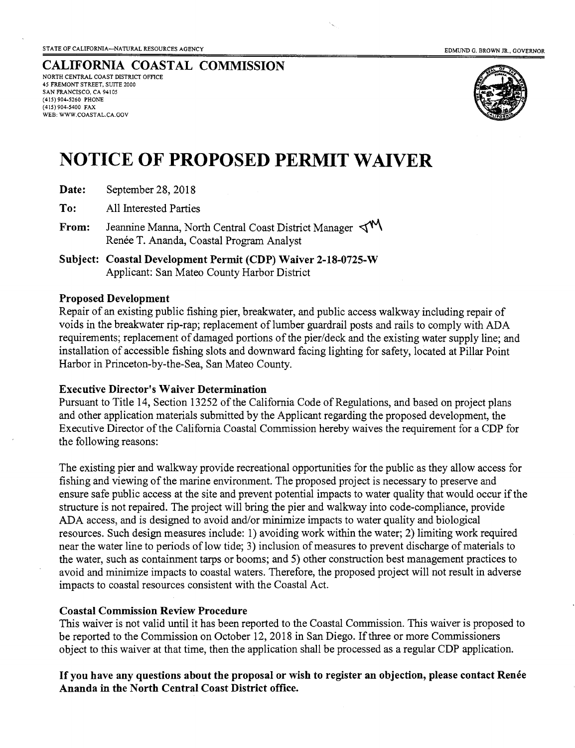STATE OF CALIFORNIA—NATURAL RESOURCES AGENCY

EDMUND G. BROWN JR., GOVERNOR

## CALIFORNIA COASTAL COMMISSION

NORTH CENTRAL COAST DISTRICT OFFICE
45 FREMONT STREET, SUITE 2000
SAN FRANCISCO, CA 94105
(415) 904-5260 PHONE
(415) 904-5400 FAX
WEB: WWW.COASTAL.CA.GOV

# NOTICE OF PROPOSED PERMIT WAIVER

**Date:** September 28, 2018

**To:** All Interested Parties

**From:** Jeannine Manna, North Central Coast District Manager
Renée T. Ananda, Coastal Program Analyst

**Subject: Coastal Development Permit (CDP) Waiver 2-18-0725-W**
Applicant: San Mateo County Harbor District

**Proposed Development**

Repair of an existing public fishing pier, breakwater, and public access walkway including repair of voids in the breakwater rip-rap; replacement of lumber guardrail posts and rails to comply with ADA requirements; replacement of damaged portions of the pier/deck and the existing water supply line; and installation of accessible fishing slots and downward facing lighting for safety, located at Pillar Point Harbor in Princeton-by-the-Sea, San Mateo County.

**Executive Director's Waiver Determination**

Pursuant to Title 14, Section 13252 of the California Code of Regulations, and based on project plans and other application materials submitted by the Applicant regarding the proposed development, the Executive Director of the California Coastal Commission hereby waives the requirement for a CDP for the following reasons:

The existing pier and walkway provide recreational opportunities for the public as they allow access for fishing and viewing of the marine environment. The proposed project is necessary to preserve and ensure safe public access at the site and prevent potential impacts to water quality that would occur if the structure is not repaired. The project will bring the pier and walkway into code-compliance, provide ADA access, and is designed to avoid and/or minimize impacts to water quality and biological resources. Such design measures include: 1) avoiding work within the water; 2) limiting work required near the water line to periods of low tide; 3) inclusion of measures to prevent discharge of materials to the water, such as containment tarps or booms; and 5) other construction best management practices to avoid and minimize impacts to coastal waters. Therefore, the proposed project will not result in adverse impacts to coastal resources consistent with the Coastal Act.

**Coastal Commission Review Procedure**

This waiver is not valid until it has been reported to the Coastal Commission. This waiver is proposed to be reported to the Commission on October 12, 2018 in San Diego. If three or more Commissioners object to this waiver at that time, then the application shall be processed as a regular CDP application.

**If you have any questions about the proposal or wish to register an objection, please contact Renée Ananda in the North Central Coast District office.**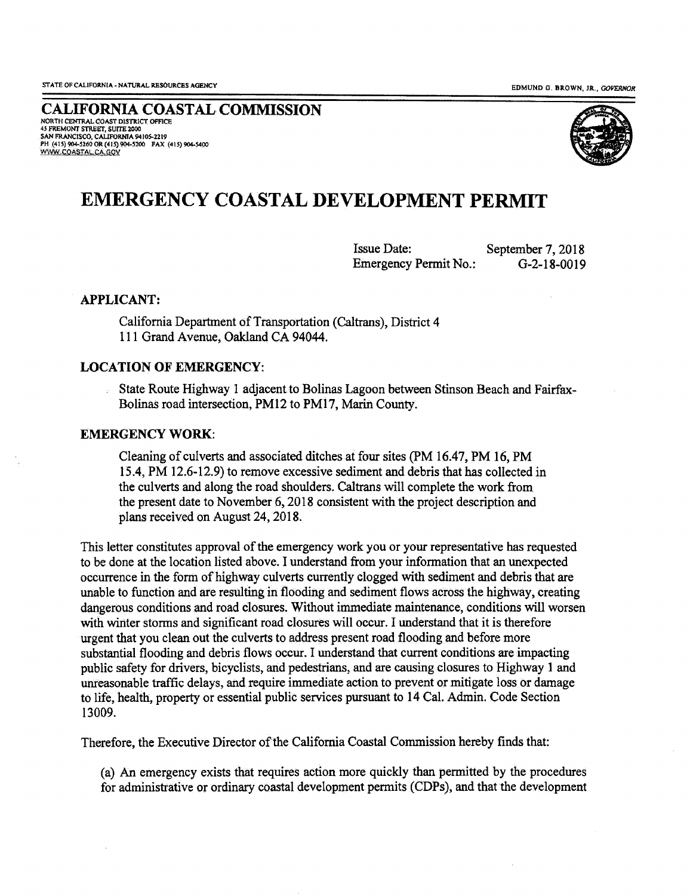STATE OF CALIFORNIA - NATURAL RESOURCES AGENCY

EDMUND G. BROWN, JR., *GOVERNOR*

# CALIFORNIA COASTAL COMMISSION

NORTH CENTRAL COAST DISTRICT OFFICE
45 FREMONT STREET, SUITE 2000
SAN FRANCISCO, CALIFORNIA 94105-2219
PH (415) 904-5260 OR (415) 904-5200 FAX (415) 904-5400
WWW.COASTAL.CA.GOV

# EMERGENCY COASTAL DEVELOPMENT PERMIT

Issue Date: September 7, 2018
Emergency Permit No.: G-2-18-0019

### APPLICANT:

California Department of Transportation (Caltrans), District 4
111 Grand Avenue, Oakland CA 94044.

### LOCATION OF EMERGENCY:

State Route Highway 1 adjacent to Bolinas Lagoon between Stinson Beach and Fairfax-Bolinas road intersection, PM12 to PM17, Marin County.

### EMERGENCY WORK:

Cleaning of culverts and associated ditches at four sites (PM 16.47, PM 16, PM 15.4, PM 12.6-12.9) to remove excessive sediment and debris that has collected in the culverts and along the road shoulders. Caltrans will complete the work from the present date to November 6, 2018 consistent with the project description and plans received on August 24, 2018.

This letter constitutes approval of the emergency work you or your representative has requested to be done at the location listed above. I understand from your information that an unexpected occurrence in the form of highway culverts currently clogged with sediment and debris that are unable to function and are resulting in flooding and sediment flows across the highway, creating dangerous conditions and road closures. Without immediate maintenance, conditions will worsen with winter storms and significant road closures will occur. I understand that it is therefore urgent that you clean out the culverts to address present road flooding and before more substantial flooding and debris flows occur. I understand that current conditions are impacting public safety for drivers, bicyclists, and pedestrians, and are causing closures to Highway 1 and unreasonable traffic delays, and require immediate action to prevent or mitigate loss or damage to life, health, property or essential public services pursuant to 14 Cal. Admin. Code Section 13009.

Therefore, the Executive Director of the California Coastal Commission hereby finds that:

(a) An emergency exists that requires action more quickly than permitted by the procedures for administrative or ordinary coastal development permits (CDPs), and that the development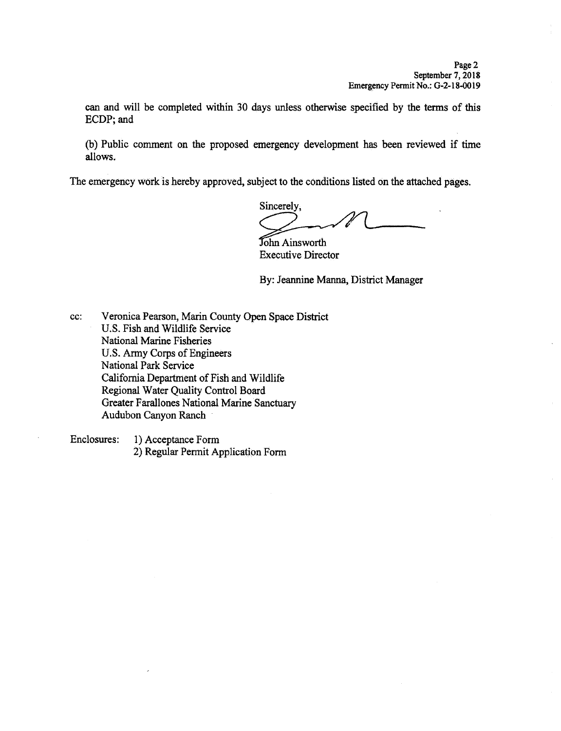can and will be completed within 30 days unless otherwise specified by the terms of this ECDP; and

(b) Public comment on the proposed emergency development has been reviewed if time allows.

The emergency work is hereby approved, subject to the conditions listed on the attached pages.

Sincerely,

John Ainsworth
Executive Director

By: Jeannine Manna, District Manager

cc: Veronica Pearson, Marin County Open Space District
U.S. Fish and Wildlife Service
National Marine Fisheries
U.S. Army Corps of Engineers
National Park Service
California Department of Fish and Wildlife
Regional Water Quality Control Board
Greater Farallones National Marine Sanctuary
Audubon Canyon Ranch

Enclosures:
1) Acceptance Form
2) Regular Permit Application Form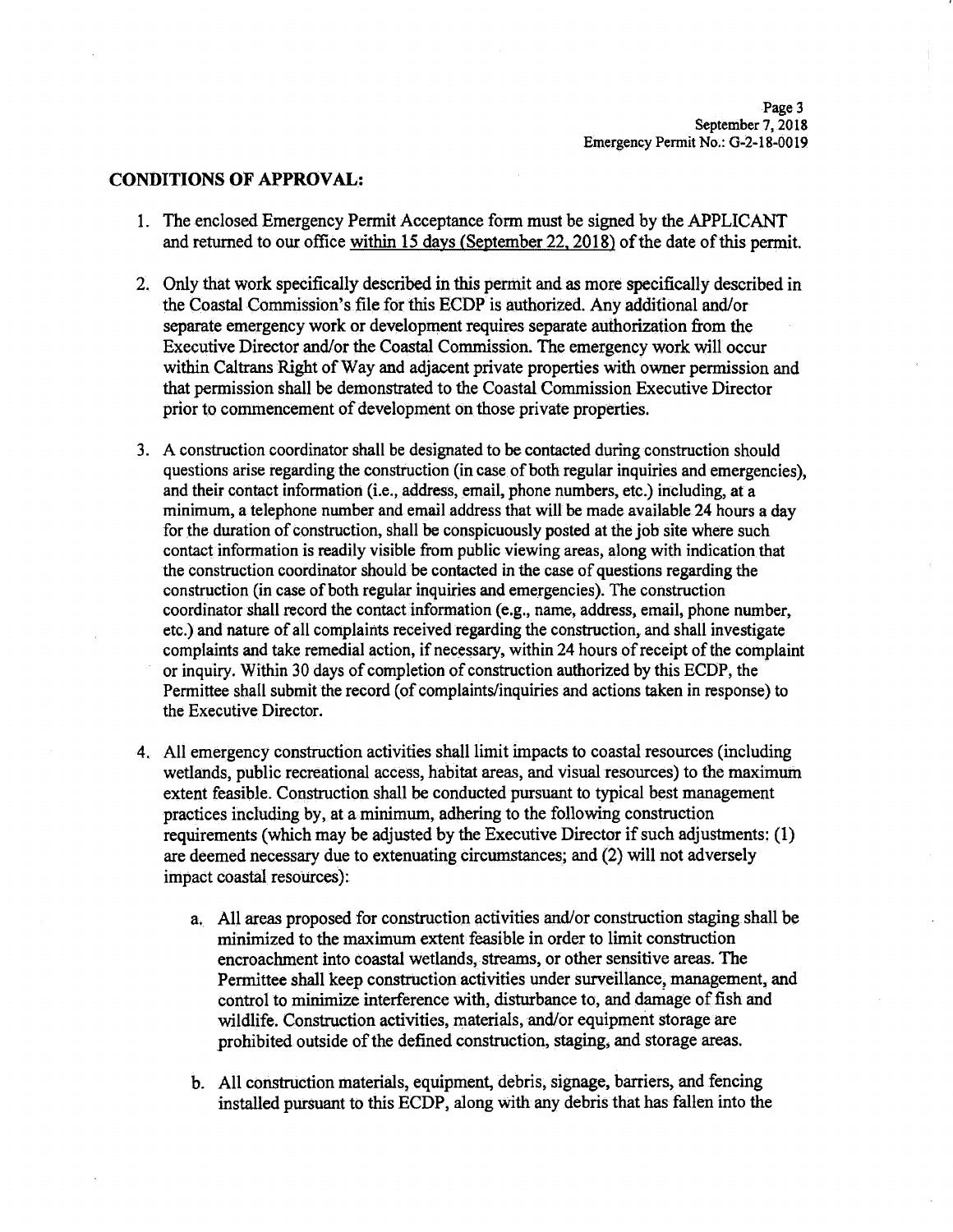## CONDITIONS OF APPROVAL:

1. The enclosed Emergency Permit Acceptance form must be signed by the APPLICANT and returned to our office within 15 days (September 22, 2018) of the date of this permit.

2. Only that work specifically described in this permit and as more specifically described in the Coastal Commission's file for this ECDP is authorized. Any additional and/or separate emergency work or development requires separate authorization from the Executive Director and/or the Coastal Commission. The emergency work will occur within Caltrans Right of Way and adjacent private properties with owner permission and that permission shall be demonstrated to the Coastal Commission Executive Director prior to commencement of development on those private properties.

3. A construction coordinator shall be designated to be contacted during construction should questions arise regarding the construction (in case of both regular inquiries and emergencies), and their contact information (i.e., address, email, phone numbers, etc.) including, at a minimum, a telephone number and email address that will be made available 24 hours a day for the duration of construction, shall be conspicuously posted at the job site where such contact information is readily visible from public viewing areas, along with indication that the construction coordinator should be contacted in the case of questions regarding the construction (in case of both regular inquiries and emergencies). The construction coordinator shall record the contact information (e.g., name, address, email, phone number, etc.) and nature of all complaints received regarding the construction, and shall investigate complaints and take remedial action, if necessary, within 24 hours of receipt of the complaint or inquiry. Within 30 days of completion of construction authorized by this ECDP, the Permittee shall submit the record (of complaints/inquiries and actions taken in response) to the Executive Director.

4. All emergency construction activities shall limit impacts to coastal resources (including wetlands, public recreational access, habitat areas, and visual resources) to the maximum extent feasible. Construction shall be conducted pursuant to typical best management practices including by, at a minimum, adhering to the following construction requirements (which may be adjusted by the Executive Director if such adjustments: (1) are deemed necessary due to extenuating circumstances; and (2) will not adversely impact coastal resources):

    a. All areas proposed for construction activities and/or construction staging shall be minimized to the maximum extent feasible in order to limit construction encroachment into coastal wetlands, streams, or other sensitive areas. The Permittee shall keep construction activities under surveillance, management, and control to minimize interference with, disturbance to, and damage of fish and wildlife. Construction activities, materials, and/or equipment storage are prohibited outside of the defined construction, staging, and storage areas.

    b. All construction materials, equipment, debris, signage, barriers, and fencing installed pursuant to this ECDP, along with any debris that has fallen into the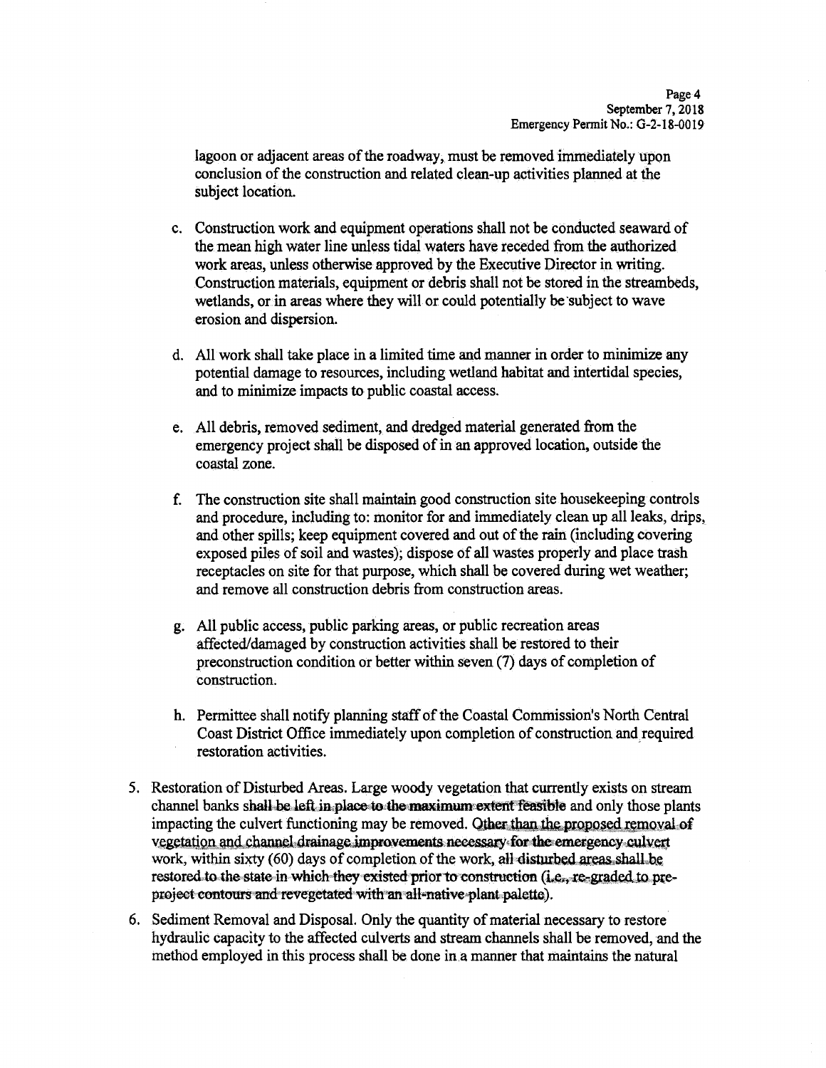lagoon or adjacent areas of the roadway, must be removed immediately upon conclusion of the construction and related clean-up activities planned at the subject location.

c. Construction work and equipment operations shall not be conducted seaward of the mean high water line unless tidal waters have receded from the authorized work areas, unless otherwise approved by the Executive Director in writing. Construction materials, equipment or debris shall not be stored in the streambeds, wetlands, or in areas where they will or could potentially be subject to wave erosion and dispersion.

d. All work shall take place in a limited time and manner in order to minimize any potential damage to resources, including wetland habitat and intertidal species, and to minimize impacts to public coastal access.

e. All debris, removed sediment, and dredged material generated from the emergency project shall be disposed of in an approved location, outside the coastal zone.

f. The construction site shall maintain good construction site housekeeping controls and procedure, including to: monitor for and immediately clean up all leaks, drips, and other spills; keep equipment covered and out of the rain (including covering exposed piles of soil and wastes); dispose of all wastes properly and place trash receptacles on site for that purpose, which shall be covered during wet weather; and remove all construction debris from construction areas.

g. All public access, public parking areas, or public recreation areas affected/damaged by construction activities shall be restored to their preconstruction condition or better within seven (7) days of completion of construction.

h. Permittee shall notify planning staff of the Coastal Commission's North Central Coast District Office immediately upon completion of construction and required restoration activities.

5. Restoration of Disturbed Areas. Large woody vegetation that currently exists on stream channel banks shall be left in place to the maximum extent feasible and only those plants impacting the culvert functioning may be removed. Other than the proposed removal of vegetation and channel drainage improvements necessary for the emergency culvert work, within sixty (60) days of completion of the work, all disturbed areas shall be restored to the state in which they existed prior to construction (i.e., re-graded to pre-project contours and revegetated with an all-native plant palette).

6. Sediment Removal and Disposal. Only the quantity of material necessary to restore hydraulic capacity to the affected culverts and stream channels shall be removed, and the method employed in this process shall be done in a manner that maintains the natural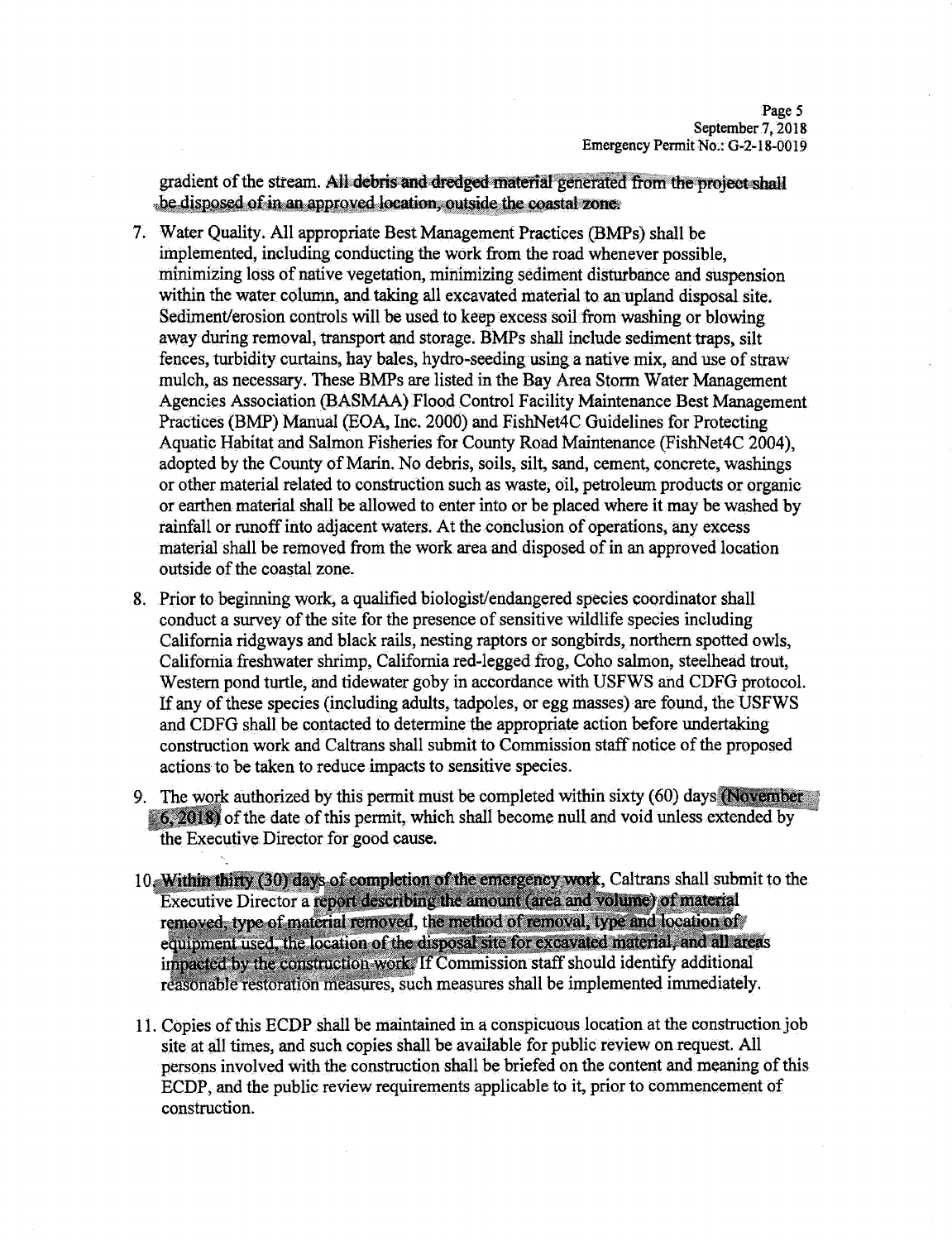gradient of the stream. All debris and dredged material generated from the project shall be disposed of in an approved location, outside the coastal zone.

7. Water Quality. All appropriate Best Management Practices (BMPs) shall be implemented, including conducting the work from the road whenever possible, minimizing loss of native vegetation, minimizing sediment disturbance and suspension within the water column, and taking all excavated material to an upland disposal site. Sediment/erosion controls will be used to keep excess soil from washing or blowing away during removal, transport and storage. BMPs shall include sediment traps, silt fences, turbidity curtains, hay bales, hydro-seeding using a native mix, and use of straw mulch, as necessary. These BMPs are listed in the Bay Area Storm Water Management Agencies Association (BASMAA) Flood Control Facility Maintenance Best Management Practices (BMP) Manual (EOA, Inc. 2000) and FishNet4C Guidelines for Protecting Aquatic Habitat and Salmon Fisheries for County Road Maintenance (FishNet4C 2004), adopted by the County of Marin. No debris, soils, silt, sand, cement, concrete, washings or other material related to construction such as waste, oil, petroleum products or organic or earthen material shall be allowed to enter into or be placed where it may be washed by rainfall or runoff into adjacent waters. At the conclusion of operations, any excess material shall be removed from the work area and disposed of in an approved location outside of the coastal zone.

8. Prior to beginning work, a qualified biologist/endangered species coordinator shall conduct a survey of the site for the presence of sensitive wildlife species including California ridgways and black rails, nesting raptors or songbirds, northern spotted owls, California freshwater shrimp, California red-legged frog, Coho salmon, steelhead trout, Western pond turtle, and tidewater goby in accordance with USFWS and CDFG protocol. If any of these species (including adults, tadpoles, or egg masses) are found, the USFWS and CDFG shall be contacted to determine the appropriate action before undertaking construction work and Caltrans shall submit to Commission staff notice of the proposed actions to be taken to reduce impacts to sensitive species.

9. The work authorized by this permit must be completed within sixty (60) days (November 6, 2018) of the date of this permit, which shall become null and void unless extended by the Executive Director for good cause.

10. Within thirty (30) days of completion of the emergency work, Caltrans shall submit to the Executive Director a report describing the amount (area and volume) of material removed, type of material removed, the method of removal, type and location of equipment used, the location of the disposal site for excavated material, and all areas impacted by the construction work. If Commission staff should identify additional reasonable restoration measures, such measures shall be implemented immediately.

11. Copies of this ECDP shall be maintained in a conspicuous location at the construction job site at all times, and such copies shall be available for public review on request. All persons involved with the construction shall be briefed on the content and meaning of this ECDP, and the public review requirements applicable to it, prior to commencement of construction.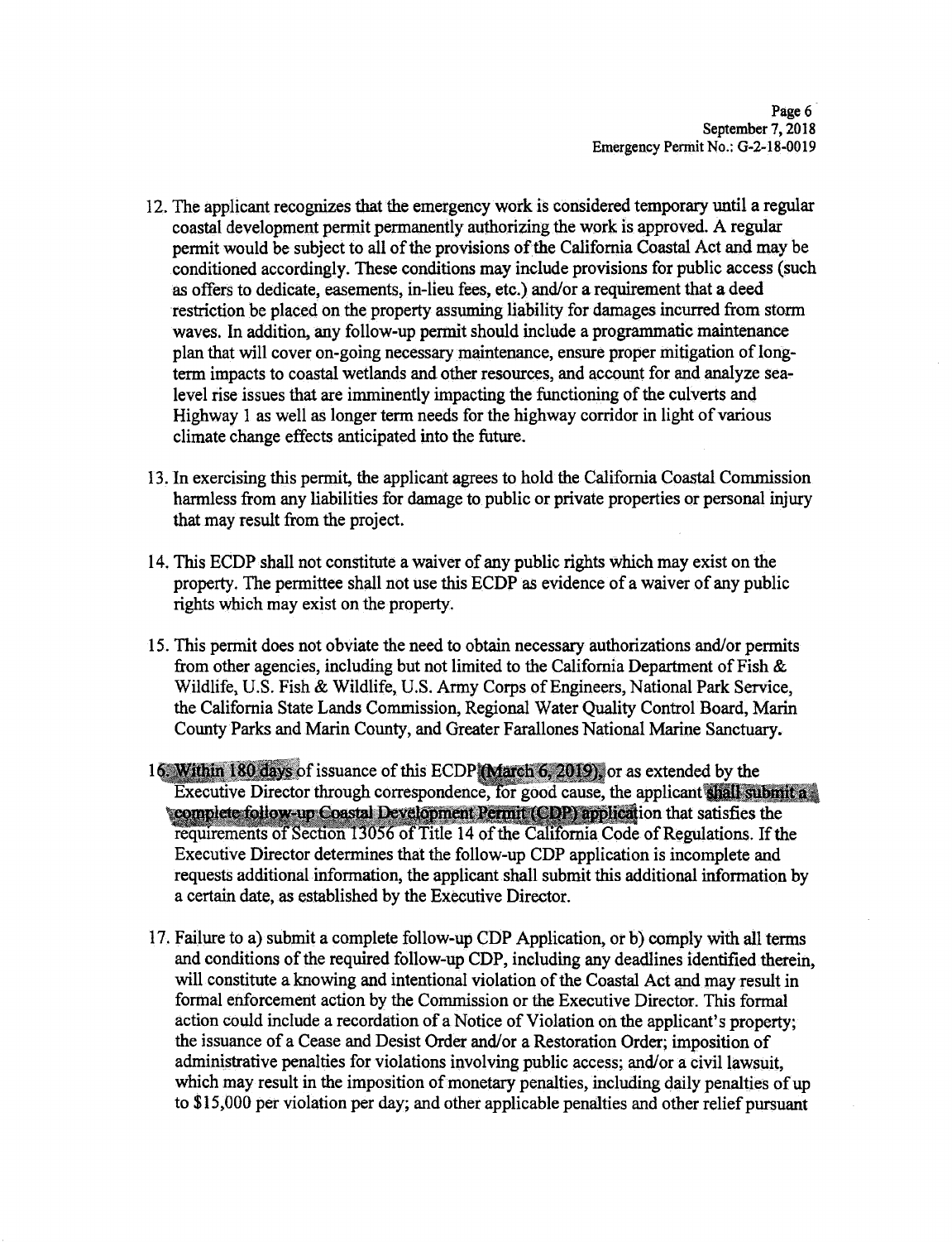12. The applicant recognizes that the emergency work is considered temporary until a regular coastal development permit permanently authorizing the work is approved. A regular permit would be subject to all of the provisions of the California Coastal Act and may be conditioned accordingly. These conditions may include provisions for public access (such as offers to dedicate, easements, in-lieu fees, etc.) and/or a requirement that a deed restriction be placed on the property assuming liability for damages incurred from storm waves. In addition, any follow-up permit should include a programmatic maintenance plan that will cover on-going necessary maintenance, ensure proper mitigation of long-term impacts to coastal wetlands and other resources, and account for and analyze sea-level rise issues that are imminently impacting the functioning of the culverts and Highway 1 as well as longer term needs for the highway corridor in light of various climate change effects anticipated into the future.

13. In exercising this permit, the applicant agrees to hold the California Coastal Commission harmless from any liabilities for damage to public or private properties or personal injury that may result from the project.

14. This ECDP shall not constitute a waiver of any public rights which may exist on the property. The permittee shall not use this ECDP as evidence of a waiver of any public rights which may exist on the property.

15. This permit does not obviate the need to obtain necessary authorizations and/or permits from other agencies, including but not limited to the California Department of Fish & Wildlife, U.S. Fish & Wildlife, U.S. Army Corps of Engineers, National Park Service, the California State Lands Commission, Regional Water Quality Control Board, Marin County Parks and Marin County, and Greater Farallones National Marine Sanctuary.

16. Within 180 days of issuance of this ECDP (March 6, 2019), or as extended by the Executive Director through correspondence, for good cause, the applicant shall submit a complete follow-up Coastal Development Permit (CDP) application that satisfies the requirements of Section 13056 of Title 14 of the California Code of Regulations. If the Executive Director determines that the follow-up CDP application is incomplete and requests additional information, the applicant shall submit this additional information by a certain date, as established by the Executive Director.

17. Failure to a) submit a complete follow-up CDP Application, or b) comply with all terms and conditions of the required follow-up CDP, including any deadlines identified therein, will constitute a knowing and intentional violation of the Coastal Act and may result in formal enforcement action by the Commission or the Executive Director. This formal action could include a recordation of a Notice of Violation on the applicant's property; the issuance of a Cease and Desist Order and/or a Restoration Order; imposition of administrative penalties for violations involving public access; and/or a civil lawsuit, which may result in the imposition of monetary penalties, including daily penalties of up to $15,000 per violation per day; and other applicable penalties and other relief pursuant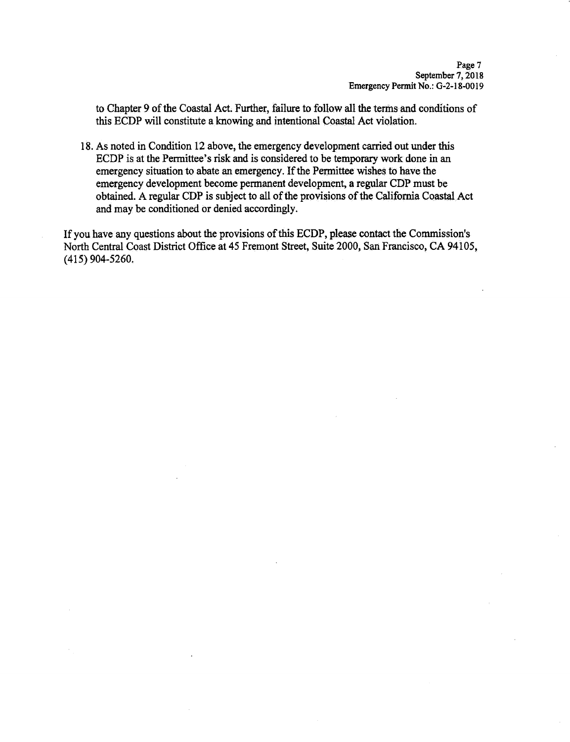to Chapter 9 of the Coastal Act. Further, failure to follow all the terms and conditions of this ECDP will constitute a knowing and intentional Coastal Act violation.

18. As noted in Condition 12 above, the emergency development carried out under this ECDP is at the Permittee's risk and is considered to be temporary work done in an emergency situation to abate an emergency. If the Permittee wishes to have the emergency development become permanent development, a regular CDP must be obtained. A regular CDP is subject to all of the provisions of the California Coastal Act and may be conditioned or denied accordingly.

If you have any questions about the provisions of this ECDP, please contact the Commission's North Central Coast District Office at 45 Fremont Street, Suite 2000, San Francisco, CA 94105, (415) 904-5260.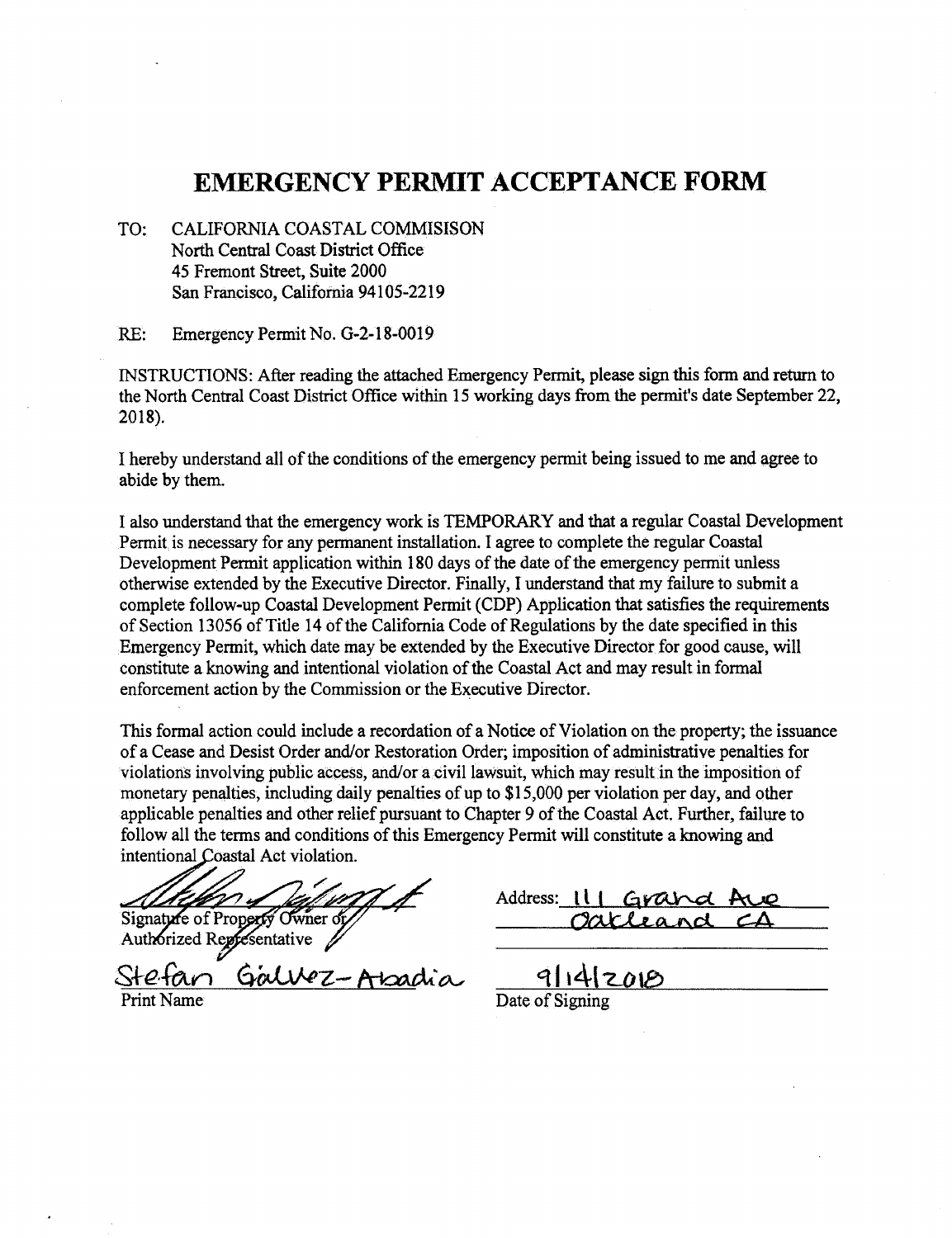# EMERGENCY PERMIT ACCEPTANCE FORM

TO: CALIFORNIA COASTAL COMMISISON
North Central Coast District Office
45 Fremont Street, Suite 2000
San Francisco, California 94105-2219

RE: Emergency Permit No. G-2-18-0019

INSTRUCTIONS: After reading the attached Emergency Permit, please sign this form and return to the North Central Coast District Office within 15 working days from the permit's date September 22, 2018).

I hereby understand all of the conditions of the emergency permit being issued to me and agree to abide by them.

I also understand that the emergency work is TEMPORARY and that a regular Coastal Development Permit is necessary for any permanent installation. I agree to complete the regular Coastal Development Permit application within 180 days of the date of the emergency permit unless otherwise extended by the Executive Director. Finally, I understand that my failure to submit a complete follow-up Coastal Development Permit (CDP) Application that satisfies the requirements of Section 13056 of Title 14 of the California Code of Regulations by the date specified in this Emergency Permit, which date may be extended by the Executive Director for good cause, will constitute a knowing and intentional violation of the Coastal Act and may result in formal enforcement action by the Commission or the Executive Director.

This formal action could include a recordation of a Notice of Violation on the property; the issuance of a Cease and Desist Order and/or Restoration Order; imposition of administrative penalties for violations involving public access, and/or a civil lawsuit, which may result in the imposition of monetary penalties, including daily penalties of up to $15,000 per violation per day, and other applicable penalties and other relief pursuant to Chapter 9 of the Coastal Act. Further, failure to follow all the terms and conditions of this Emergency Permit will constitute a knowing and intentional Coastal Act violation.

[Signature]
Signature of Property Owner or Authorized Representative

Address: 111 Grand Ave
Oakland CA

Stefan Galvez-Abadia
Print Name

9/14/2018
Date of Signing